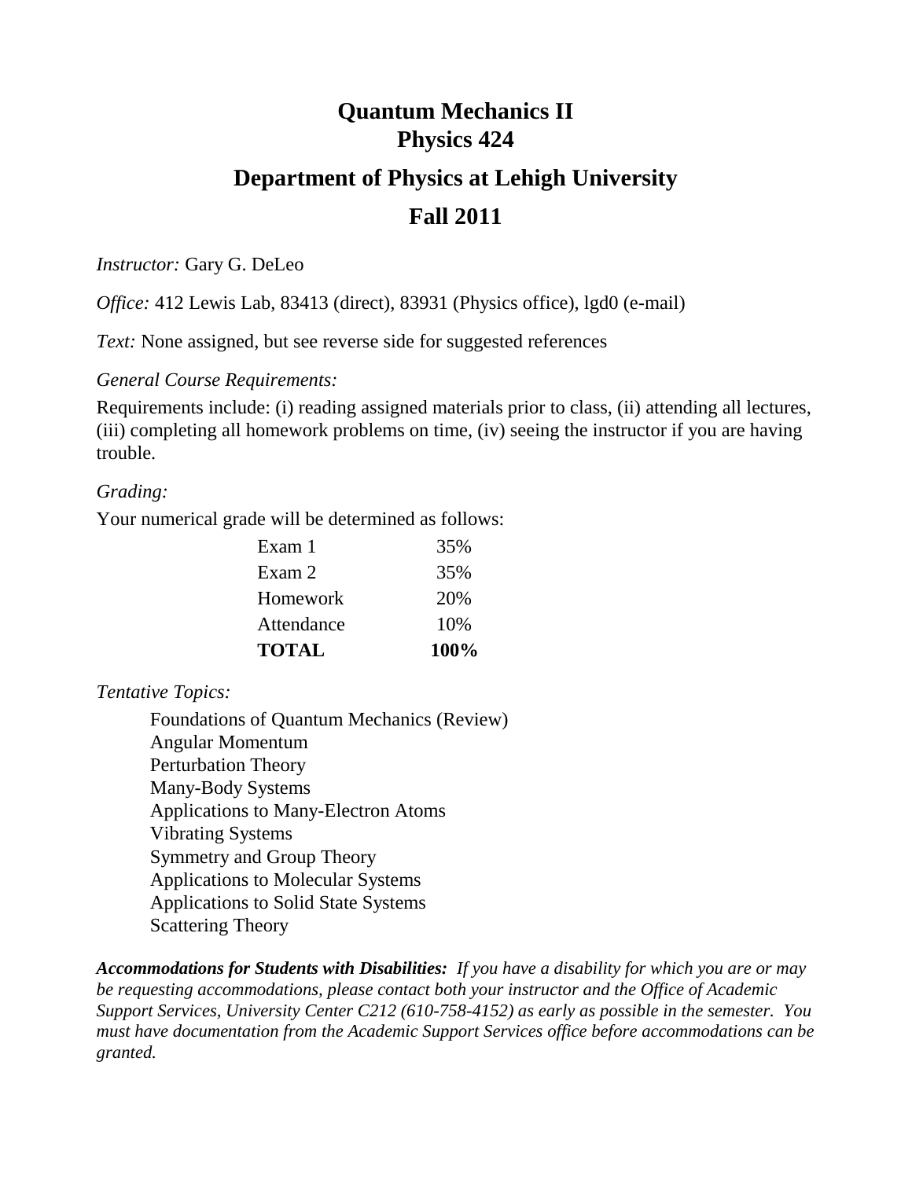# Quantum Mechanics II
# Physics 424

## Department of Physics at Lehigh University

## Fall 2011

*Instructor:* Gary G. DeLeo

*Office:* 412 Lewis Lab, 83413 (direct), 83931 (Physics office), lgd0 (e-mail)

*Text:* None assigned, but see reverse side for suggested references

*General Course Requirements:*

Requirements include: (i) reading assigned materials prior to class, (ii) attending all lectures, (iii) completing all homework problems on time, (iv) seeing the instructor if you are having trouble.

*Grading:*

Your numerical grade will be determined as follows:

| | |
|---|---|
| Exam 1 | 35% |
| Exam 2 | 35% |
| Homework | 20% |
| Attendance | 10% |
| **TOTAL** | **100%** |

*Tentative Topics:*

- Foundations of Quantum Mechanics (Review)
- Angular Momentum
- Perturbation Theory
- Many-Body Systems
- Applications to Many-Electron Atoms
- Vibrating Systems
- Symmetry and Group Theory
- Applications to Molecular Systems
- Applications to Solid State Systems
- Scattering Theory

***Accommodations for Students with Disabilities:*** *If you have a disability for which you are or may be requesting accommodations, please contact both your instructor and the Office of Academic Support Services, University Center C212 (610-758-4152) as early as possible in the semester. You must have documentation from the Academic Support Services office before accommodations can be granted.*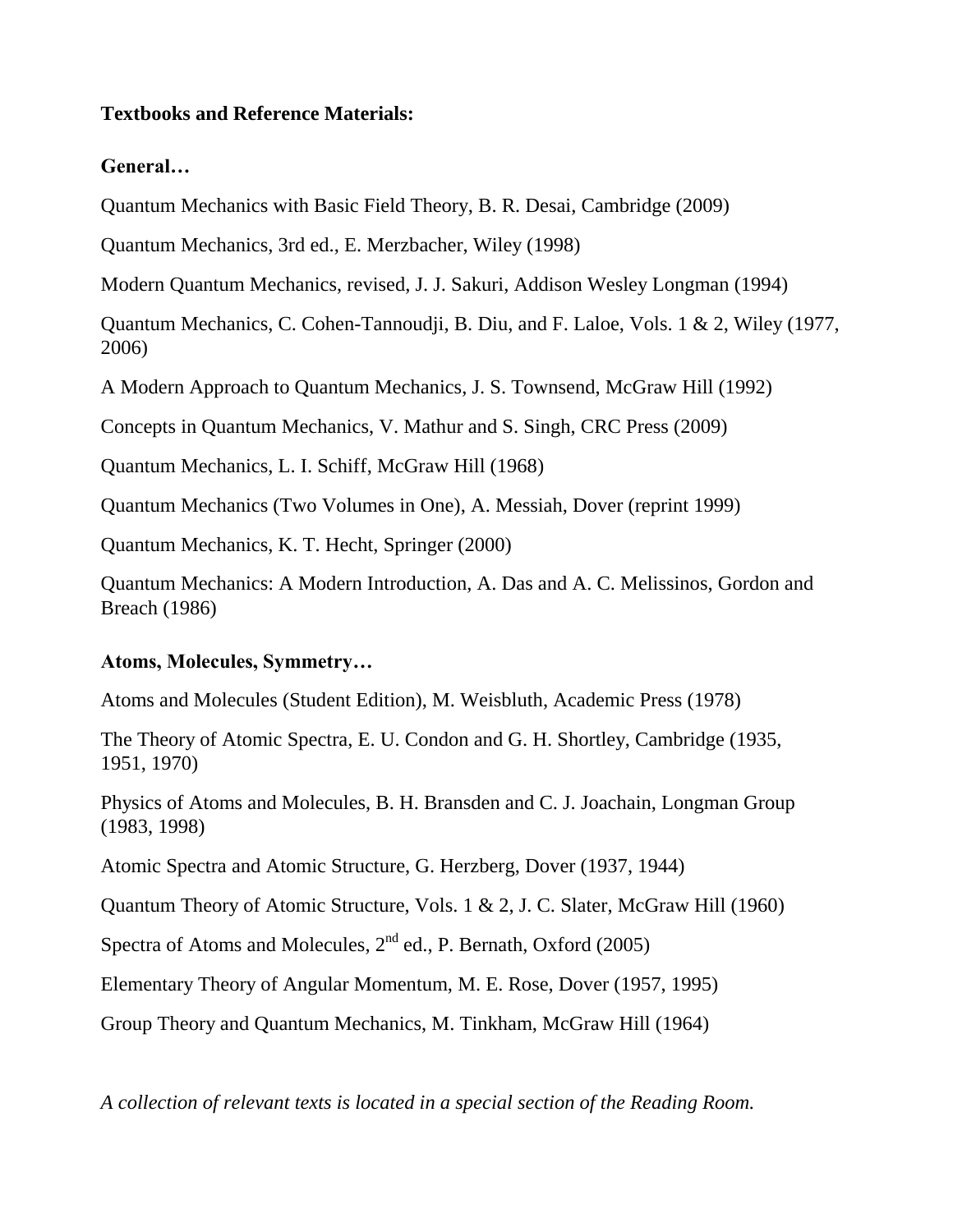**Textbooks and Reference Materials:**

**General…**

Quantum Mechanics with Basic Field Theory, B. R. Desai, Cambridge (2009)

Quantum Mechanics, 3rd ed., E. Merzbacher, Wiley (1998)

Modern Quantum Mechanics, revised, J. J. Sakuri, Addison Wesley Longman (1994)

Quantum Mechanics, C. Cohen-Tannoudji, B. Diu, and F. Laloe, Vols. 1 & 2, Wiley (1977, 2006)

A Modern Approach to Quantum Mechanics, J. S. Townsend, McGraw Hill (1992)

Concepts in Quantum Mechanics, V. Mathur and S. Singh, CRC Press (2009)

Quantum Mechanics, L. I. Schiff, McGraw Hill (1968)

Quantum Mechanics (Two Volumes in One), A. Messiah, Dover (reprint 1999)

Quantum Mechanics, K. T. Hecht, Springer (2000)

Quantum Mechanics: A Modern Introduction, A. Das and A. C. Melissinos, Gordon and Breach (1986)

**Atoms, Molecules, Symmetry…**

Atoms and Molecules (Student Edition), M. Weisbluth, Academic Press (1978)

The Theory of Atomic Spectra, E. U. Condon and G. H. Shortley, Cambridge (1935, 1951, 1970)

Physics of Atoms and Molecules, B. H. Bransden and C. J. Joachain, Longman Group (1983, 1998)

Atomic Spectra and Atomic Structure, G. Herzberg, Dover (1937, 1944)

Quantum Theory of Atomic Structure, Vols. 1 & 2, J. C. Slater, McGraw Hill (1960)

Spectra of Atoms and Molecules, $2^{nd}$ ed., P. Bernath, Oxford (2005)

Elementary Theory of Angular Momentum, M. E. Rose, Dover (1957, 1995)

Group Theory and Quantum Mechanics, M. Tinkham, McGraw Hill (1964)

*A collection of relevant texts is located in a special section of the Reading Room.*